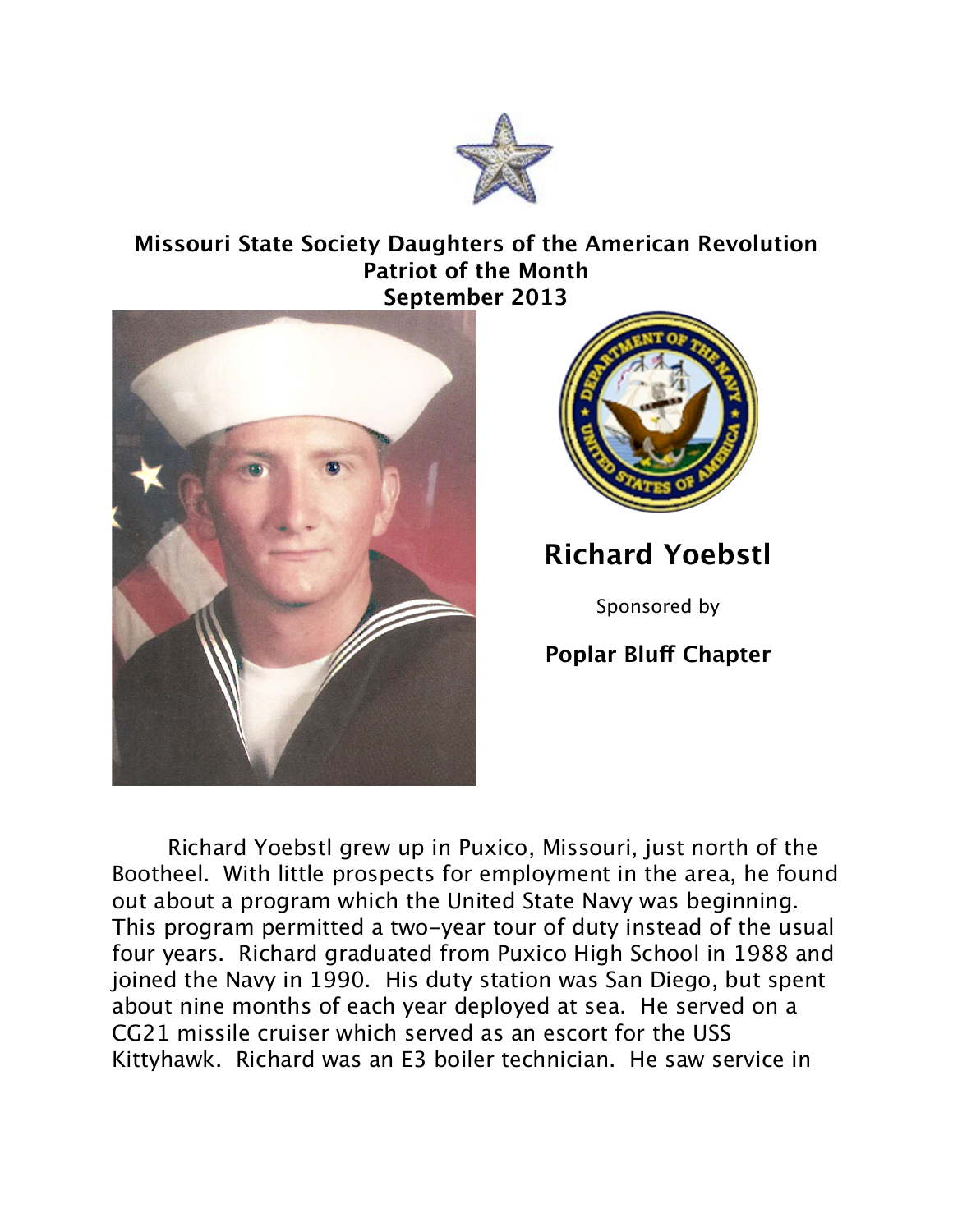**Missouri State Society Daughters of the American Revolution**
**Patriot of the Month**
**September 2013**

## Richard Yoebstl

Sponsored by

**Poplar Bluff Chapter**

Richard Yoebstl grew up in Puxico, Missouri, just north of the Bootheel. With little prospects for employment in the area, he found out about a program which the United State Navy was beginning. This program permitted a two-year tour of duty instead of the usual four years. Richard graduated from Puxico High School in 1988 and joined the Navy in 1990. His duty station was San Diego, but spent about nine months of each year deployed at sea. He served on a CG21 missile cruiser which served as an escort for the USS Kittyhawk. Richard was an E3 boiler technician. He saw service in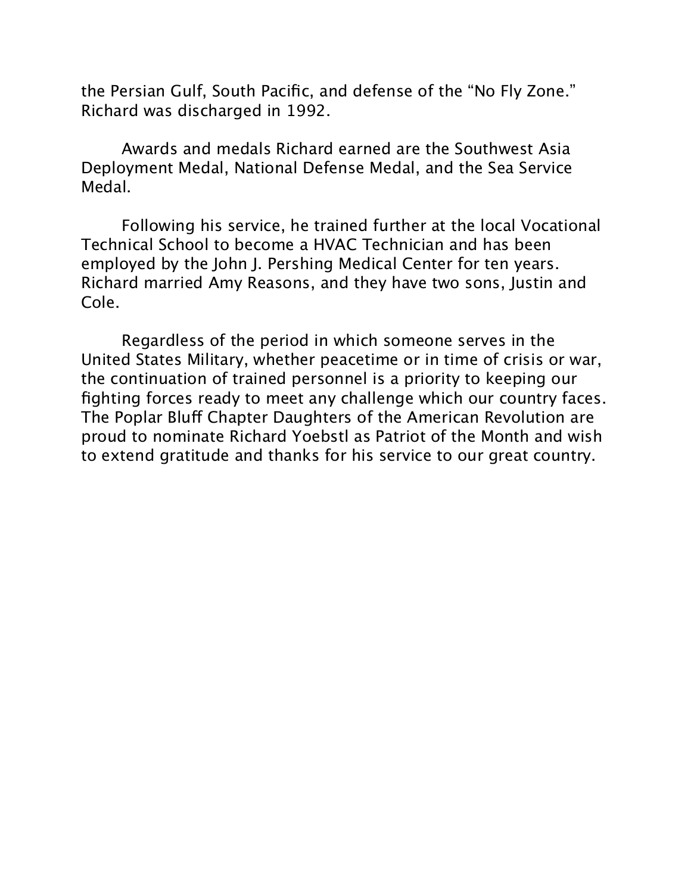the Persian Gulf, South Pacific, and defense of the "No Fly Zone." Richard was discharged in 1992.

Awards and medals Richard earned are the Southwest Asia Deployment Medal, National Defense Medal, and the Sea Service Medal.

Following his service, he trained further at the local Vocational Technical School to become a HVAC Technician and has been employed by the John J. Pershing Medical Center for ten years. Richard married Amy Reasons, and they have two sons, Justin and Cole.

Regardless of the period in which someone serves in the United States Military, whether peacetime or in time of crisis or war, the continuation of trained personnel is a priority to keeping our fighting forces ready to meet any challenge which our country faces. The Poplar Bluff Chapter Daughters of the American Revolution are proud to nominate Richard Yoebstl as Patriot of the Month and wish to extend gratitude and thanks for his service to our great country.